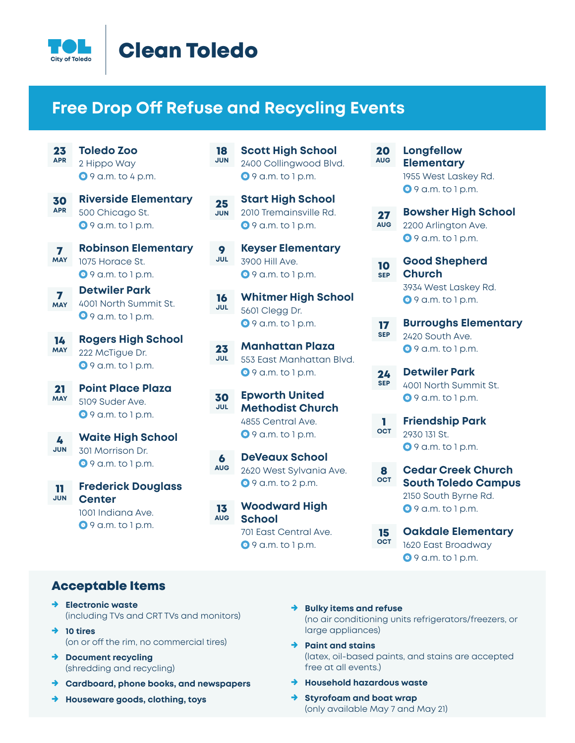TOL City of Toledo

# Clean Toledo

## Free Drop Off Refuse and Recycling Events

**23 APR** — **Toledo Zoo**
2 Hippo Way
9 a.m. to 4 p.m.

**30 APR** — **Riverside Elementary**
500 Chicago St.
9 a.m. to 1 p.m.

**7 MAY** — **Robinson Elementary**
1075 Horace St.
9 a.m. to 1 p.m.

**7 MAY** — **Detwiler Park**
4001 North Summit St.
9 a.m. to 1 p.m.

**14 MAY** — **Rogers High School**
222 McTigue Dr.
9 a.m. to 1 p.m.

**21 MAY** — **Point Place Plaza**
5109 Suder Ave.
9 a.m. to 1 p.m.

**4 JUN** — **Waite High School**
301 Morrison Dr.
9 a.m. to 1 p.m.

**11 JUN** — **Frederick Douglass Center**
1001 Indiana Ave.
9 a.m. to 1 p.m.

**18 JUN** — **Scott High School**
2400 Collingwood Blvd.
9 a.m. to 1 p.m.

**25 JUN** — **Start High School**
2010 Tremainsville Rd.
9 a.m. to 1 p.m.

**9 JUL** — **Keyser Elementary**
3900 Hill Ave.
9 a.m. to 1 p.m.

**16 JUL** — **Whitmer High School**
5601 Clegg Dr.
9 a.m. to 1 p.m.

**23 JUL** — **Manhattan Plaza**
553 East Manhattan Blvd.
9 a.m. to 1 p.m.

**30 JUL** — **Epworth United Methodist Church**
4855 Central Ave.
9 a.m. to 1 p.m.

**6 AUG** — **DeVeaux School**
2620 West Sylvania Ave.
9 a.m. to 2 p.m.

**13 AUG** — **Woodward High School**
701 East Central Ave.
9 a.m. to 1 p.m.

**20 AUG** — **Longfellow Elementary**
1955 West Laskey Rd.
9 a.m. to 1 p.m.

**27 AUG** — **Bowsher High School**
2200 Arlington Ave.
9 a.m. to 1 p.m.

**10 SEP** — **Good Shepherd Church**
3934 West Laskey Rd.
9 a.m. to 1 p.m.

**17 SEP** — **Burroughs Elementary**
2420 South Ave.
9 a.m. to 1 p.m.

**24 SEP** — **Detwiler Park**
4001 North Summit St.
9 a.m. to 1 p.m.

**1 OCT** — **Friendship Park**
2930 131 St.
9 a.m. to 1 p.m.

**8 OCT** — **Cedar Creek Church South Toledo Campus**
2150 South Byrne Rd.
9 a.m. to 1 p.m.

**15 OCT** — **Oakdale Elementary**
1620 East Broadway
9 a.m. to 1 p.m.

### Acceptable Items

- **Electronic waste** (including TVs and CRT TVs and monitors)
- **10 tires** (on or off the rim, no commercial tires)
- **Document recycling** (shredding and recycling)
- **Cardboard, phone books, and newspapers**
- **Houseware goods, clothing, toys**
- **Bulky items and refuse** (no air conditioning units refrigerators/freezers, or large appliances)
- **Paint and stains** (latex, oil-based paints, and stains are accepted free at all events.)
- **Household hazardous waste**
- **Styrofoam and boat wrap** (only available May 7 and May 21)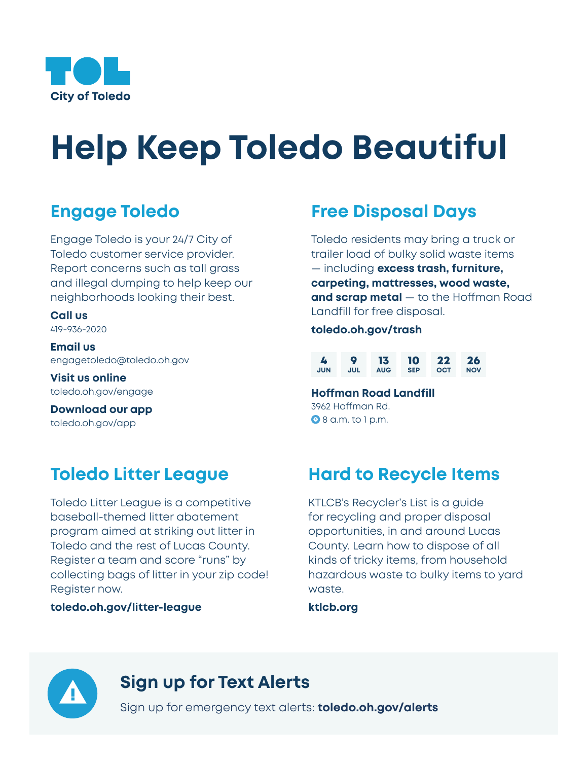TOL

City of Toledo

# Help Keep Toledo Beautiful

## Engage Toledo

Engage Toledo is your 24/7 City of Toledo customer service provider. Report concerns such as tall grass and illegal dumping to help keep our neighborhoods looking their best.

**Call us**
419-936-2020

**Email us**
engagetoledo@toledo.oh.gov

**Visit us online**
toledo.oh.gov/engage

**Download our app**
toledo.oh.gov/app

## Free Disposal Days

Toledo residents may bring a truck or trailer load of bulky solid waste items — including **excess trash, furniture, carpeting, mattresses, wood waste, and scrap metal** — to the Hoffman Road Landfill for free disposal.

**toledo.oh.gov/trash**

4 JUN | 9 JUL | 13 AUG | 10 SEP | 22 OCT | 26 NOV

**Hoffman Road Landfill**
3962 Hoffman Rd.
8 a.m. to 1 p.m.

## Toledo Litter League

Toledo Litter League is a competitive baseball-themed litter abatement program aimed at striking out litter in Toledo and the rest of Lucas County. Register a team and score "runs" by collecting bags of litter in your zip code! Register now.

**toledo.oh.gov/litter-league**

## Hard to Recycle Items

KTLCB's Recycler's List is a guide for recycling and proper disposal opportunities, in and around Lucas County. Learn how to dispose of all kinds of tricky items, from household hazardous waste to bulky items to yard waste.

**ktlcb.org**

## Sign up for Text Alerts

Sign up for emergency text alerts: **toledo.oh.gov/alerts**